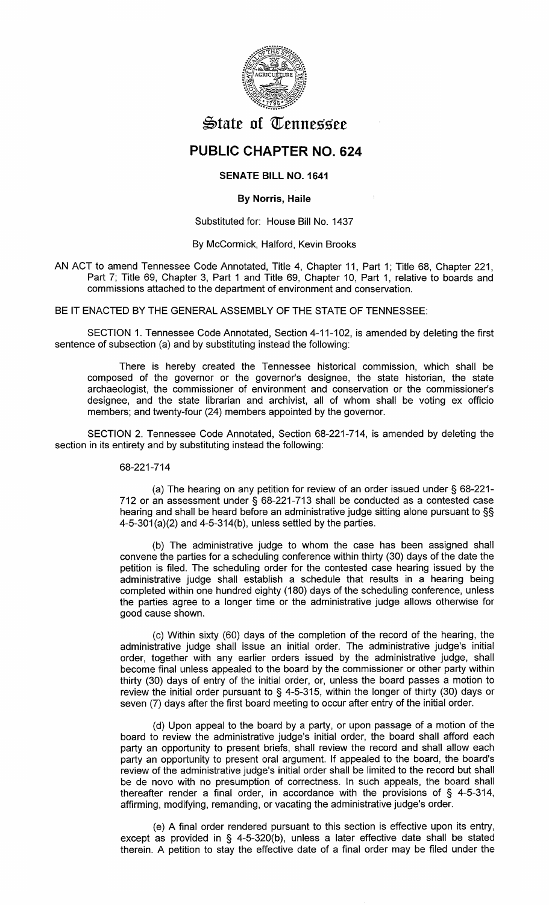# State of Tennessee

## PUBLIC CHAPTER NO. 624

### SENATE BILL NO. 1641

**By Norris, Haile**

Substituted for: House Bill No. 1437

By McCormick, Halford, Kevin Brooks

AN ACT to amend Tennessee Code Annotated, Title 4, Chapter 11, Part 1; Title 68, Chapter 221, Part 7; Title 69, Chapter 3, Part 1 and Title 69, Chapter 10, Part 1, relative to boards and commissions attached to the department of environment and conservation.

BE IT ENACTED BY THE GENERAL ASSEMBLY OF THE STATE OF TENNESSEE:

SECTION 1. Tennessee Code Annotated, Section 4-11-102, is amended by deleting the first sentence of subsection (a) and by substituting instead the following:

> There is hereby created the Tennessee historical commission, which shall be composed of the governor or the governor's designee, the state historian, the state archaeologist, the commissioner of environment and conservation or the commissioner's designee, and the state librarian and archivist, all of whom shall be voting ex officio members; and twenty-four (24) members appointed by the governor.

SECTION 2. Tennessee Code Annotated, Section 68-221-714, is amended by deleting the section in its entirety and by substituting instead the following:

> 68-221-714
>
> (a) The hearing on any petition for review of an order issued under § 68-221-712 or an assessment under § 68-221-713 shall be conducted as a contested case hearing and shall be heard before an administrative judge sitting alone pursuant to §§ 4-5-301(a)(2) and 4-5-314(b), unless settled by the parties.
>
> (b) The administrative judge to whom the case has been assigned shall convene the parties for a scheduling conference within thirty (30) days of the date the petition is filed. The scheduling order for the contested case hearing issued by the administrative judge shall establish a schedule that results in a hearing being completed within one hundred eighty (180) days of the scheduling conference, unless the parties agree to a longer time or the administrative judge allows otherwise for good cause shown.
>
> (c) Within sixty (60) days of the completion of the record of the hearing, the administrative judge shall issue an initial order. The administrative judge's initial order, together with any earlier orders issued by the administrative judge, shall become final unless appealed to the board by the commissioner or other party within thirty (30) days of entry of the initial order, or, unless the board passes a motion to review the initial order pursuant to § 4-5-315, within the longer of thirty (30) days or seven (7) days after the first board meeting to occur after entry of the initial order.
>
> (d) Upon appeal to the board by a party, or upon passage of a motion of the board to review the administrative judge's initial order, the board shall afford each party an opportunity to present briefs, shall review the record and shall allow each party an opportunity to present oral argument. If appealed to the board, the board's review of the administrative judge's initial order shall be limited to the record but shall be de novo with no presumption of correctness. In such appeals, the board shall thereafter render a final order, in accordance with the provisions of § 4-5-314, affirming, modifying, remanding, or vacating the administrative judge's order.
>
> (e) A final order rendered pursuant to this section is effective upon its entry, except as provided in § 4-5-320(b), unless a later effective date shall be stated therein. A petition to stay the effective date of a final order may be filed under the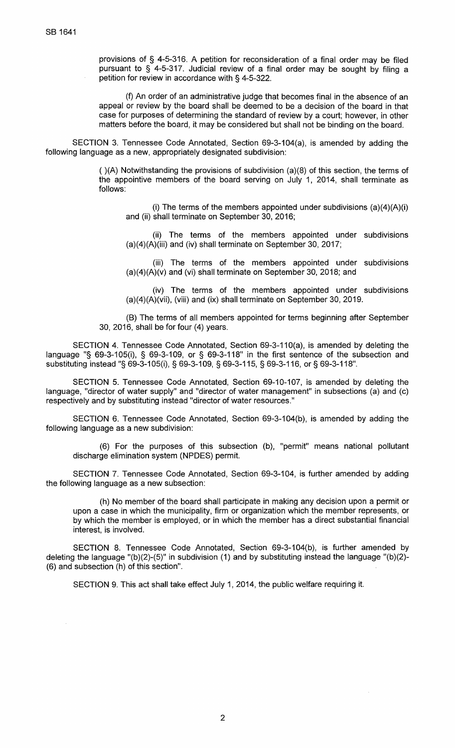provisions of § 4-5-316. A petition for reconsideration of a final order may be filed pursuant to § 4-5-317. Judicial review of a final order may be sought by filing a petition for review in accordance with § 4-5-322.

(f) An order of an administrative judge that becomes final in the absence of an appeal or review by the board shall be deemed to be a decision of the board in that case for purposes of determining the standard of review by a court; however, in other matters before the board, it may be considered but shall not be binding on the board.

SECTION 3. Tennessee Code Annotated, Section 69-3-104(a), is amended by adding the following language as a new, appropriately designated subdivision:

( )(A) Notwithstanding the provisions of subdivision (a)(8) of this section, the terms of the appointive members of the board serving on July 1, 2014, shall terminate as follows:

(i) The terms of the members appointed under subdivisions (a)(4)(A)(i) and (ii) shall terminate on September 30, 2016;

(ii) The terms of the members appointed under subdivisions (a)(4)(A)(iii) and (iv) shall terminate on September 30, 2017;

(iii) The terms of the members appointed under subdivisions (a)(4)(A)(v) and (vi) shall terminate on September 30, 2018; and

(iv) The terms of the members appointed under subdivisions (a)(4)(A)(vii), (viii) and (ix) shall terminate on September 30, 2019.

(B) The terms of all members appointed for terms beginning after September 30, 2016, shall be for four (4) years.

SECTION 4. Tennessee Code Annotated, Section 69-3-110(a), is amended by deleting the language "§ 69-3-105(i), § 69-3-109, or § 69-3-118" in the first sentence of the subsection and substituting instead "§ 69-3-105(i), § 69-3-109, § 69-3-115, § 69-3-116, or § 69-3-118".

SECTION 5. Tennessee Code Annotated, Section 69-10-107, is amended by deleting the language, "director of water supply" and "director of water management" in subsections (a) and (c) respectively and by substituting instead "director of water resources."

SECTION 6. Tennessee Code Annotated, Section 69-3-104(b), is amended by adding the following language as a new subdivision:

(6) For the purposes of this subsection (b), "permit" means national pollutant discharge elimination system (NPDES) permit.

SECTION 7. Tennessee Code Annotated, Section 69-3-104, is further amended by adding the following language as a new subsection:

(h) No member of the board shall participate in making any decision upon a permit or upon a case in which the municipality, firm or organization which the member represents, or by which the member is employed, or in which the member has a direct substantial financial interest, is involved.

SECTION 8. Tennessee Code Annotated, Section 69-3-104(b), is further amended by deleting the language "(b)(2)-(5)" in subdivision (1) and by substituting instead the language "(b)(2)-(6) and subsection (h) of this section".

SECTION 9. This act shall take effect July 1, 2014, the public welfare requiring it.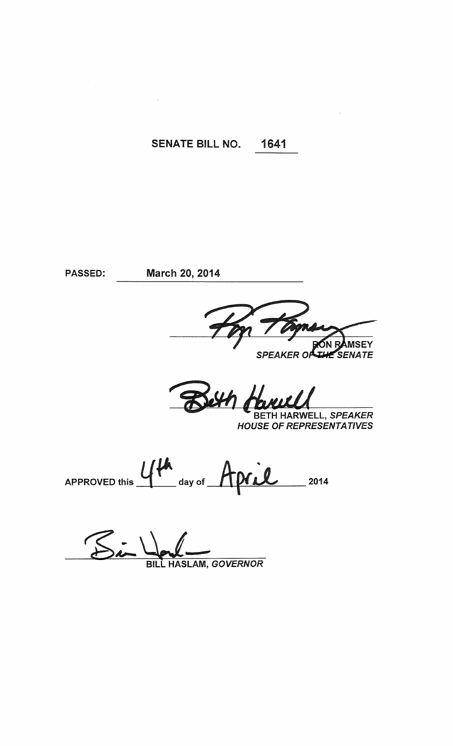**SENATE BILL NO. 1641**

**PASSED:** March 20, 2014

RON RAMSEY
*SPEAKER OF THE SENATE*

BETH HARWELL, *SPEAKER*
*HOUSE OF REPRESENTATIVES*

APPROVED this 4th day of April 2014

BILL HASLAM, *GOVERNOR*